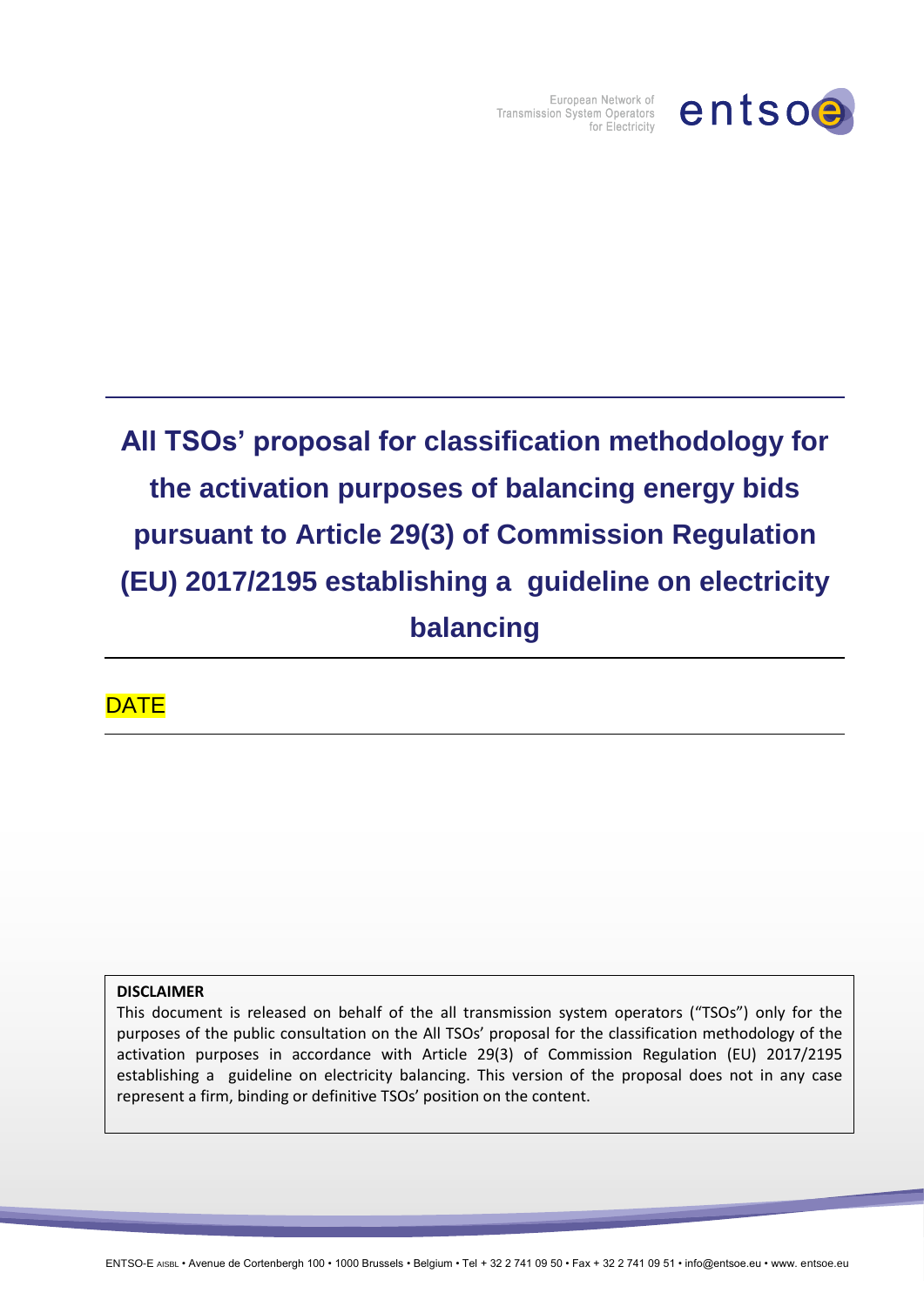European Network of Transmission System Operators for Electricity

# All TSOs' proposal for classification methodology for the activation purposes of balancing energy bids pursuant to Article 29(3) of Commission Regulation (EU) 2017/2195 establishing a guideline on electricity balancing

DATE

**DISCLAIMER**

This document is released on behalf of the all transmission system operators ("TSOs") only for the purposes of the public consultation on the All TSOs' proposal for the classification methodology of the activation purposes in accordance with Article 29(3) of Commission Regulation (EU) 2017/2195 establishing a guideline on electricity balancing. This version of the proposal does not in any case represent a firm, binding or definitive TSOs' position on the content.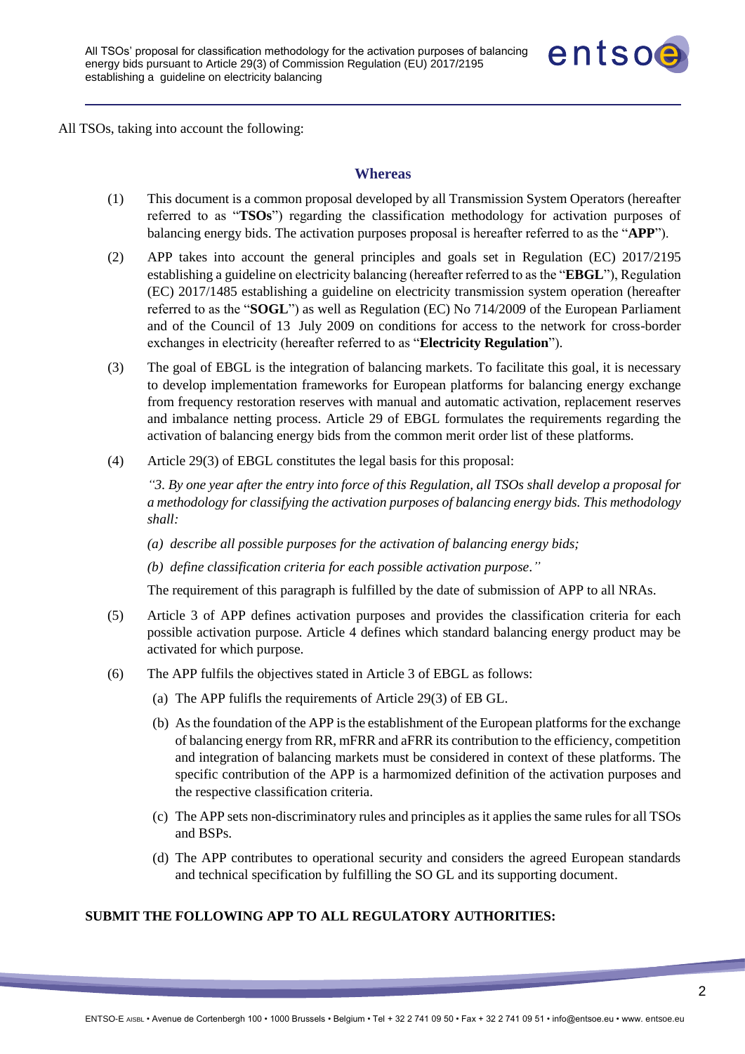All TSOs, taking into account the following:

## Whereas

(1) This document is a common proposal developed by all Transmission System Operators (hereafter referred to as "**TSOs**") regarding the classification methodology for activation purposes of balancing energy bids. The activation purposes proposal is hereafter referred to as the "**APP**").

(2) APP takes into account the general principles and goals set in Regulation (EC) 2017/2195 establishing a guideline on electricity balancing (hereafter referred to as the "**EBGL**"), Regulation (EC) 2017/1485 establishing a guideline on electricity transmission system operation (hereafter referred to as the "**SOGL**") as well as Regulation (EC) No 714/2009 of the European Parliament and of the Council of 13 July 2009 on conditions for access to the network for cross-border exchanges in electricity (hereafter referred to as "**Electricity Regulation**").

(3) The goal of EBGL is the integration of balancing markets. To facilitate this goal, it is necessary to develop implementation frameworks for European platforms for balancing energy exchange from frequency restoration reserves with manual and automatic activation, replacement reserves and imbalance netting process. Article 29 of EBGL formulates the requirements regarding the activation of balancing energy bids from the common merit order list of these platforms.

(4) Article 29(3) of EBGL constitutes the legal basis for this proposal:

*"3. By one year after the entry into force of this Regulation, all TSOs shall develop a proposal for a methodology for classifying the activation purposes of balancing energy bids. This methodology shall:*

*(a) describe all possible purposes for the activation of balancing energy bids;*

*(b) define classification criteria for each possible activation purpose."*

The requirement of this paragraph is fulfilled by the date of submission of APP to all NRAs.

(5) Article 3 of APP defines activation purposes and provides the classification criteria for each possible activation purpose. Article 4 defines which standard balancing energy product may be activated for which purpose.

(6) The APP fulfils the objectives stated in Article 3 of EBGL as follows:

(a) The APP fulifls the requirements of Article 29(3) of EB GL.

(b) As the foundation of the APP is the establishment of the European platforms for the exchange of balancing energy from RR, mFRR and aFRR its contribution to the efficiency, competition and integration of balancing markets must be considered in context of these platforms. The specific contribution of the APP is a harmonized definition of the activation purposes and the respective classification criteria.

(c) The APP sets non-discriminatory rules and principles as it applies the same rules for all TSOs and BSPs.

(d) The APP contributes to operational security and considers the agreed European standards and technical specification by fulfilling the SO GL and its supporting document.

**SUBMIT THE FOLLOWING APP TO ALL REGULATORY AUTHORITIES:**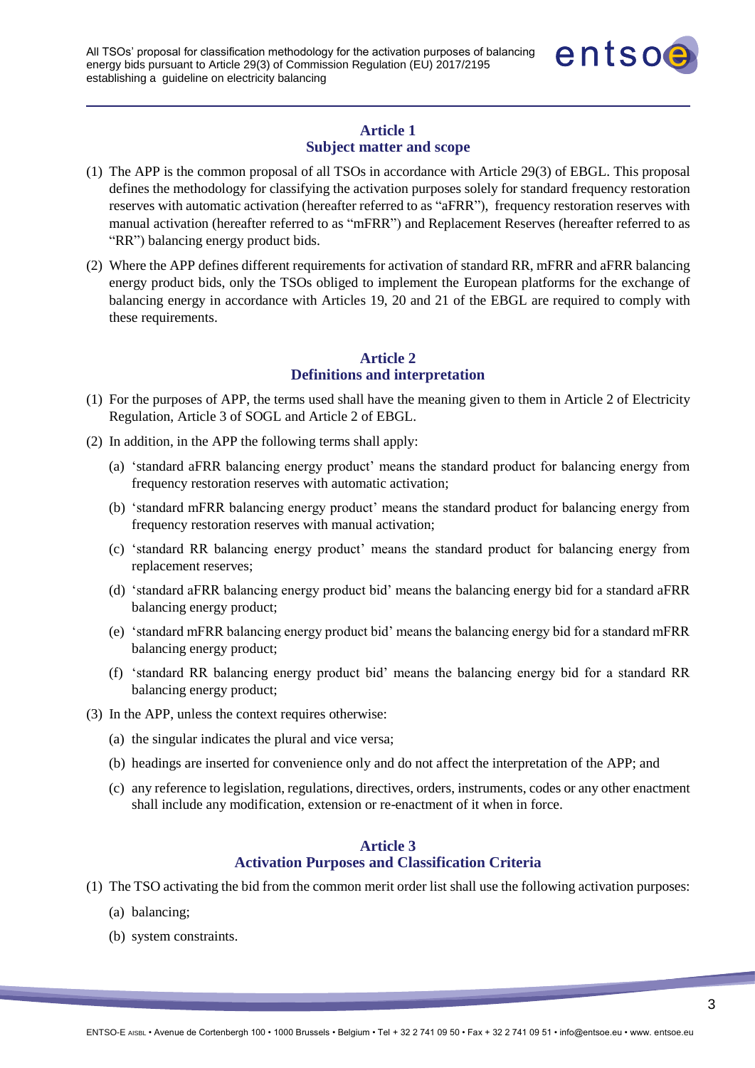## Article 1
## Subject matter and scope

(1) The APP is the common proposal of all TSOs in accordance with Article 29(3) of EBGL. This proposal defines the methodology for classifying the activation purposes solely for standard frequency restoration reserves with automatic activation (hereafter referred to as "aFRR"), frequency restoration reserves with manual activation (hereafter referred to as "mFRR") and Replacement Reserves (hereafter referred to as "RR") balancing energy product bids.

(2) Where the APP defines different requirements for activation of standard RR, mFRR and aFRR balancing energy product bids, only the TSOs obliged to implement the European platforms for the exchange of balancing energy in accordance with Articles 19, 20 and 21 of the EBGL are required to comply with these requirements.

## Article 2
## Definitions and interpretation

(1) For the purposes of APP, the terms used shall have the meaning given to them in Article 2 of Electricity Regulation, Article 3 of SOGL and Article 2 of EBGL.

(2) In addition, in the APP the following terms shall apply:

   (a) 'standard aFRR balancing energy product' means the standard product for balancing energy from frequency restoration reserves with automatic activation;

   (b) 'standard mFRR balancing energy product' means the standard product for balancing energy from frequency restoration reserves with manual activation;

   (c) 'standard RR balancing energy product' means the standard product for balancing energy from replacement reserves;

   (d) 'standard aFRR balancing energy product bid' means the balancing energy bid for a standard aFRR balancing energy product;

   (e) 'standard mFRR balancing energy product bid' means the balancing energy bid for a standard mFRR balancing energy product;

   (f) 'standard RR balancing energy product bid' means the balancing energy bid for a standard RR balancing energy product;

(3) In the APP, unless the context requires otherwise:

   (a) the singular indicates the plural and vice versa;

   (b) headings are inserted for convenience only and do not affect the interpretation of the APP; and

   (c) any reference to legislation, regulations, directives, orders, instruments, codes or any other enactment shall include any modification, extension or re-enactment of it when in force.

## Article 3
## Activation Purposes and Classification Criteria

(1) The TSO activating the bid from the common merit order list shall use the following activation purposes:

   (a) balancing;

   (b) system constraints.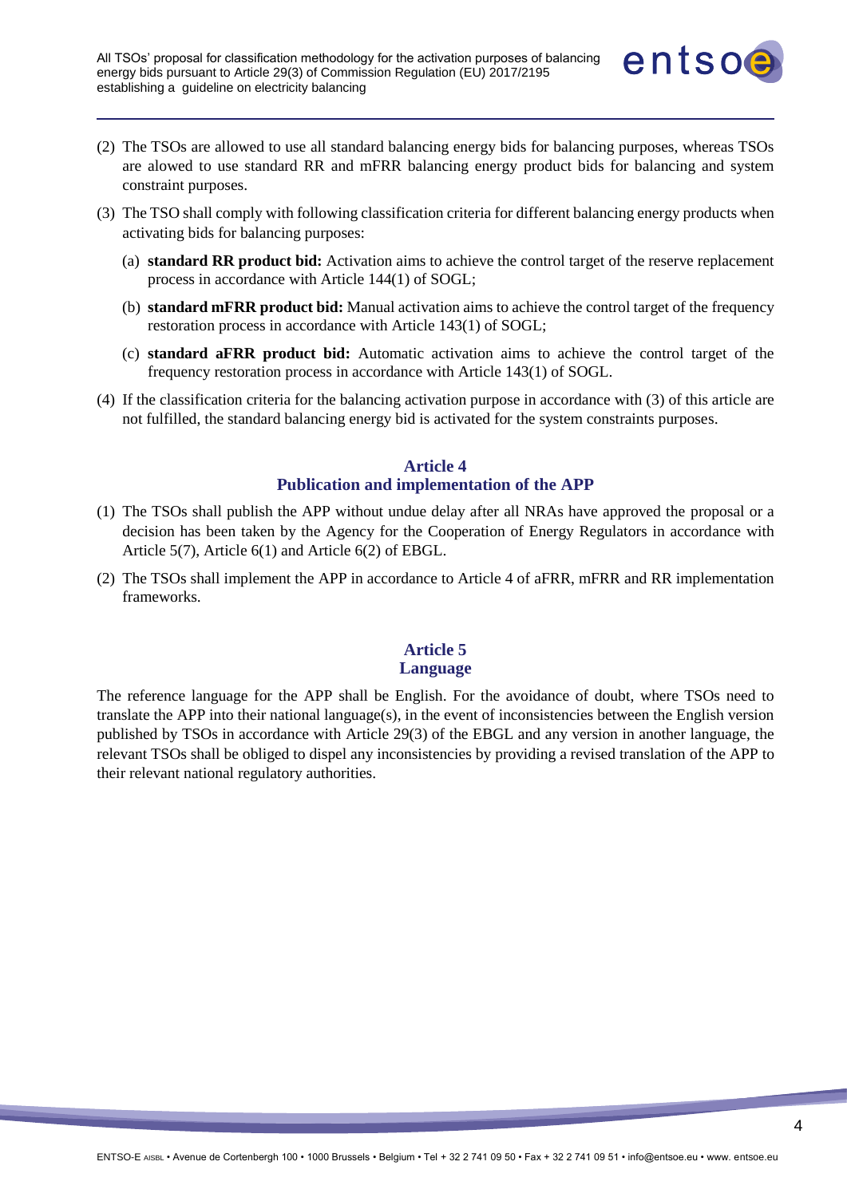(2) The TSOs are allowed to use all standard balancing energy bids for balancing purposes, whereas TSOs are alowed to use standard RR and mFRR balancing energy product bids for balancing and system constraint purposes.

(3) The TSO shall comply with following classification criteria for different balancing energy products when activating bids for balancing purposes:

(a) **standard RR product bid:** Activation aims to achieve the control target of the reserve replacement process in accordance with Article 144(1) of SOGL;

(b) **standard mFRR product bid:** Manual activation aims to achieve the control target of the frequency restoration process in accordance with Article 143(1) of SOGL;

(c) **standard aFRR product bid:** Automatic activation aims to achieve the control target of the frequency restoration process in accordance with Article 143(1) of SOGL.

(4) If the classification criteria for the balancing activation purpose in accordance with (3) of this article are not fulfilled, the standard balancing energy bid is activated for the system constraints purposes.

## Article 4
## Publication and implementation of the APP

(1) The TSOs shall publish the APP without undue delay after all NRAs have approved the proposal or a decision has been taken by the Agency for the Cooperation of Energy Regulators in accordance with Article 5(7), Article 6(1) and Article 6(2) of EBGL.

(2) The TSOs shall implement the APP in accordance to Article 4 of aFRR, mFRR and RR implementation frameworks.

## Article 5
## Language

The reference language for the APP shall be English. For the avoidance of doubt, where TSOs need to translate the APP into their national language(s), in the event of inconsistencies between the English version published by TSOs in accordance with Article 29(3) of the EBGL and any version in another language, the relevant TSOs shall be obliged to dispel any inconsistencies by providing a revised translation of the APP to their relevant national regulatory authorities.